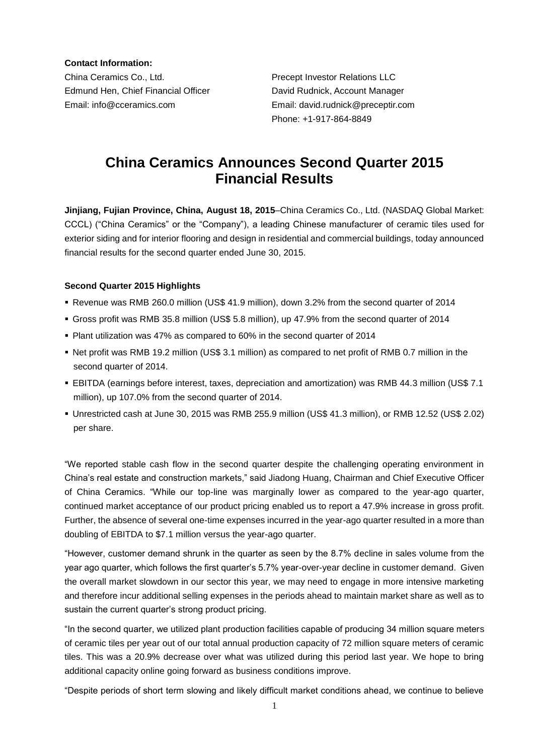**Contact Information:**

China Ceramics Co., Ltd.
Edmund Hen, Chief Financial Officer
Email: info@cceramics.com

Precept Investor Relations LLC
David Rudnick, Account Manager
Email: david.rudnick@preceptir.com
Phone: +1-917-864-8849

# China Ceramics Announces Second Quarter 2015 Financial Results

**Jinjiang, Fujian Province, China, August 18, 2015**–China Ceramics Co., Ltd. (NASDAQ Global Market: CCCL) ("China Ceramics" or the "Company"), a leading Chinese manufacturer of ceramic tiles used for exterior siding and for interior flooring and design in residential and commercial buildings, today announced financial results for the second quarter ended June 30, 2015.

**Second Quarter 2015 Highlights**

- Revenue was RMB 260.0 million (US$ 41.9 million), down 3.2% from the second quarter of 2014
- Gross profit was RMB 35.8 million (US$ 5.8 million), up 47.9% from the second quarter of 2014
- Plant utilization was 47% as compared to 60% in the second quarter of 2014
- Net profit was RMB 19.2 million (US$ 3.1 million) as compared to net profit of RMB 0.7 million in the second quarter of 2014.
- EBITDA (earnings before interest, taxes, depreciation and amortization) was RMB 44.3 million (US$ 7.1 million), up 107.0% from the second quarter of 2014.
- Unrestricted cash at June 30, 2015 was RMB 255.9 million (US$ 41.3 million), or RMB 12.52 (US$ 2.02) per share.

"We reported stable cash flow in the second quarter despite the challenging operating environment in China's real estate and construction markets," said Jiadong Huang, Chairman and Chief Executive Officer of China Ceramics. "While our top-line was marginally lower as compared to the year-ago quarter, continued market acceptance of our product pricing enabled us to report a 47.9% increase in gross profit. Further, the absence of several one-time expenses incurred in the year-ago quarter resulted in a more than doubling of EBITDA to $7.1 million versus the year-ago quarter.

"However, customer demand shrunk in the quarter as seen by the 8.7% decline in sales volume from the year ago quarter, which follows the first quarter's 5.7% year-over-year decline in customer demand. Given the overall market slowdown in our sector this year, we may need to engage in more intensive marketing and therefore incur additional selling expenses in the periods ahead to maintain market share as well as to sustain the current quarter's strong product pricing.

"In the second quarter, we utilized plant production facilities capable of producing 34 million square meters of ceramic tiles per year out of our total annual production capacity of 72 million square meters of ceramic tiles. This was a 20.9% decrease over what was utilized during this period last year. We hope to bring additional capacity online going forward as business conditions improve.

"Despite periods of short term slowing and likely difficult market conditions ahead, we continue to believe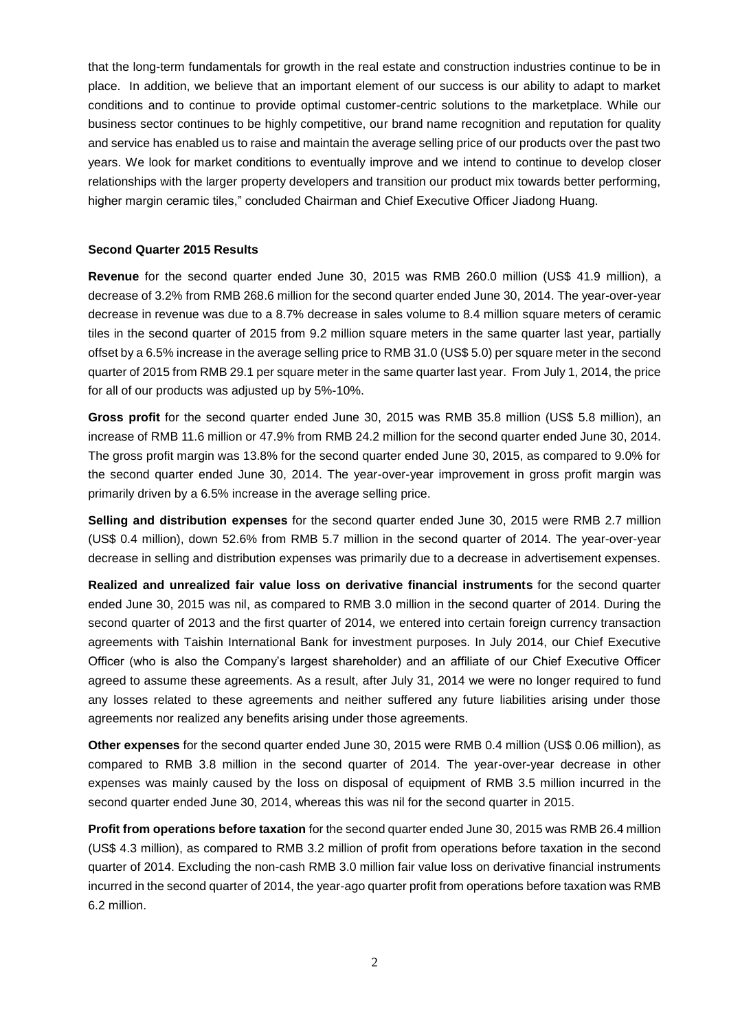that the long-term fundamentals for growth in the real estate and construction industries continue to be in place. In addition, we believe that an important element of our success is our ability to adapt to market conditions and to continue to provide optimal customer-centric solutions to the marketplace. While our business sector continues to be highly competitive, our brand name recognition and reputation for quality and service has enabled us to raise and maintain the average selling price of our products over the past two years. We look for market conditions to eventually improve and we intend to continue to develop closer relationships with the larger property developers and transition our product mix towards better performing, higher margin ceramic tiles," concluded Chairman and Chief Executive Officer Jiadong Huang.

**Second Quarter 2015 Results**

**Revenue** for the second quarter ended June 30, 2015 was RMB 260.0 million (US$ 41.9 million), a decrease of 3.2% from RMB 268.6 million for the second quarter ended June 30, 2014. The year-over-year decrease in revenue was due to a 8.7% decrease in sales volume to 8.4 million square meters of ceramic tiles in the second quarter of 2015 from 9.2 million square meters in the same quarter last year, partially offset by a 6.5% increase in the average selling price to RMB 31.0 (US$ 5.0) per square meter in the second quarter of 2015 from RMB 29.1 per square meter in the same quarter last year. From July 1, 2014, the price for all of our products was adjusted up by 5%-10%.

**Gross profit** for the second quarter ended June 30, 2015 was RMB 35.8 million (US$ 5.8 million), an increase of RMB 11.6 million or 47.9% from RMB 24.2 million for the second quarter ended June 30, 2014. The gross profit margin was 13.8% for the second quarter ended June 30, 2015, as compared to 9.0% for the second quarter ended June 30, 2014. The year-over-year improvement in gross profit margin was primarily driven by a 6.5% increase in the average selling price.

**Selling and distribution expenses** for the second quarter ended June 30, 2015 were RMB 2.7 million (US$ 0.4 million), down 52.6% from RMB 5.7 million in the second quarter of 2014. The year-over-year decrease in selling and distribution expenses was primarily due to a decrease in advertisement expenses.

**Realized and unrealized fair value loss on derivative financial instruments** for the second quarter ended June 30, 2015 was nil, as compared to RMB 3.0 million in the second quarter of 2014. During the second quarter of 2013 and the first quarter of 2014, we entered into certain foreign currency transaction agreements with Taishin International Bank for investment purposes. In July 2014, our Chief Executive Officer (who is also the Company's largest shareholder) and an affiliate of our Chief Executive Officer agreed to assume these agreements. As a result, after July 31, 2014 we were no longer required to fund any losses related to these agreements and neither suffered any future liabilities arising under those agreements nor realized any benefits arising under those agreements.

**Other expenses** for the second quarter ended June 30, 2015 were RMB 0.4 million (US$ 0.06 million), as compared to RMB 3.8 million in the second quarter of 2014. The year-over-year decrease in other expenses was mainly caused by the loss on disposal of equipment of RMB 3.5 million incurred in the second quarter ended June 30, 2014, whereas this was nil for the second quarter in 2015.

**Profit from operations before taxation** for the second quarter ended June 30, 2015 was RMB 26.4 million (US$ 4.3 million), as compared to RMB 3.2 million of profit from operations before taxation in the second quarter of 2014. Excluding the non-cash RMB 3.0 million fair value loss on derivative financial instruments incurred in the second quarter of 2014, the year-ago quarter profit from operations before taxation was RMB 6.2 million.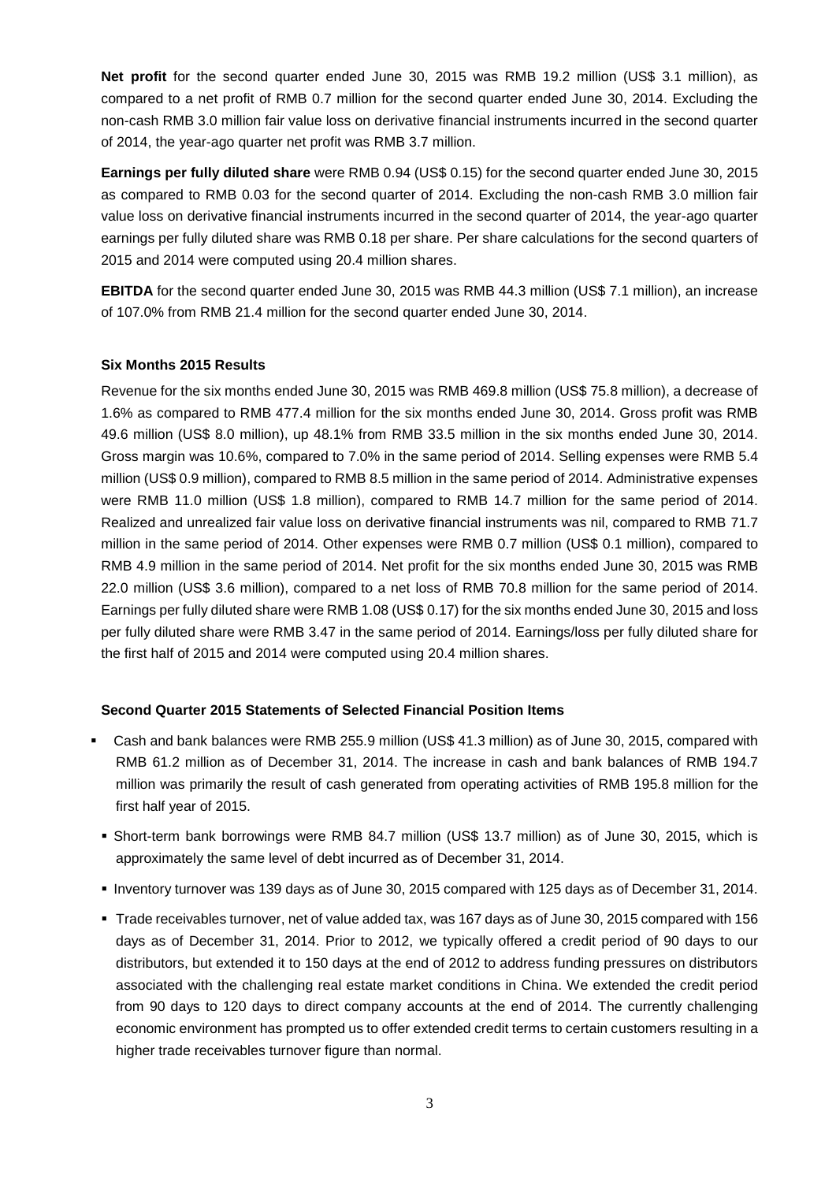**Net profit** for the second quarter ended June 30, 2015 was RMB 19.2 million (US$ 3.1 million), as compared to a net profit of RMB 0.7 million for the second quarter ended June 30, 2014. Excluding the non-cash RMB 3.0 million fair value loss on derivative financial instruments incurred in the second quarter of 2014, the year-ago quarter net profit was RMB 3.7 million.

**Earnings per fully diluted share** were RMB 0.94 (US$ 0.15) for the second quarter ended June 30, 2015 as compared to RMB 0.03 for the second quarter of 2014. Excluding the non-cash RMB 3.0 million fair value loss on derivative financial instruments incurred in the second quarter of 2014, the year-ago quarter earnings per fully diluted share was RMB 0.18 per share. Per share calculations for the second quarters of 2015 and 2014 were computed using 20.4 million shares.

**EBITDA** for the second quarter ended June 30, 2015 was RMB 44.3 million (US$ 7.1 million), an increase of 107.0% from RMB 21.4 million for the second quarter ended June 30, 2014.

**Six Months 2015 Results**

Revenue for the six months ended June 30, 2015 was RMB 469.8 million (US$ 75.8 million), a decrease of 1.6% as compared to RMB 477.4 million for the six months ended June 30, 2014. Gross profit was RMB 49.6 million (US$ 8.0 million), up 48.1% from RMB 33.5 million in the six months ended June 30, 2014. Gross margin was 10.6%, compared to 7.0% in the same period of 2014. Selling expenses were RMB 5.4 million (US$ 0.9 million), compared to RMB 8.5 million in the same period of 2014. Administrative expenses were RMB 11.0 million (US$ 1.8 million), compared to RMB 14.7 million for the same period of 2014. Realized and unrealized fair value loss on derivative financial instruments was nil, compared to RMB 71.7 million in the same period of 2014. Other expenses were RMB 0.7 million (US$ 0.1 million), compared to RMB 4.9 million in the same period of 2014. Net profit for the six months ended June 30, 2015 was RMB 22.0 million (US$ 3.6 million), compared to a net loss of RMB 70.8 million for the same period of 2014. Earnings per fully diluted share were RMB 1.08 (US$ 0.17) for the six months ended June 30, 2015 and loss per fully diluted share were RMB 3.47 in the same period of 2014. Earnings/loss per fully diluted share for the first half of 2015 and 2014 were computed using 20.4 million shares.

**Second Quarter 2015 Statements of Selected Financial Position Items**

- Cash and bank balances were RMB 255.9 million (US$ 41.3 million) as of June 30, 2015, compared with RMB 61.2 million as of December 31, 2014. The increase in cash and bank balances of RMB 194.7 million was primarily the result of cash generated from operating activities of RMB 195.8 million for the first half year of 2015.
- Short-term bank borrowings were RMB 84.7 million (US$ 13.7 million) as of June 30, 2015, which is approximately the same level of debt incurred as of December 31, 2014.
- Inventory turnover was 139 days as of June 30, 2015 compared with 125 days as of December 31, 2014.
- Trade receivables turnover, net of value added tax, was 167 days as of June 30, 2015 compared with 156 days as of December 31, 2014. Prior to 2012, we typically offered a credit period of 90 days to our distributors, but extended it to 150 days at the end of 2012 to address funding pressures on distributors associated with the challenging real estate market conditions in China. We extended the credit period from 90 days to 120 days to direct company accounts at the end of 2014. The currently challenging economic environment has prompted us to offer extended credit terms to certain customers resulting in a higher trade receivables turnover figure than normal.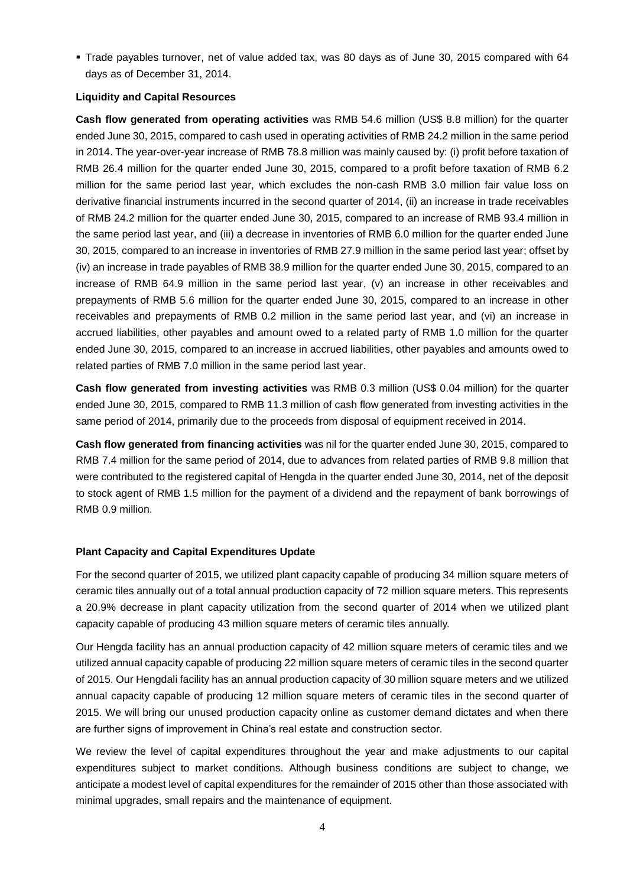- Trade payables turnover, net of value added tax, was 80 days as of June 30, 2015 compared with 64 days as of December 31, 2014.

**Liquidity and Capital Resources**

**Cash flow generated from operating activities** was RMB 54.6 million (US$ 8.8 million) for the quarter ended June 30, 2015, compared to cash used in operating activities of RMB 24.2 million in the same period in 2014. The year-over-year increase of RMB 78.8 million was mainly caused by: (i) profit before taxation of RMB 26.4 million for the quarter ended June 30, 2015, compared to a profit before taxation of RMB 6.2 million for the same period last year, which excludes the non-cash RMB 3.0 million fair value loss on derivative financial instruments incurred in the second quarter of 2014, (ii) an increase in trade receivables of RMB 24.2 million for the quarter ended June 30, 2015, compared to an increase of RMB 93.4 million in the same period last year, and (iii) a decrease in inventories of RMB 6.0 million for the quarter ended June 30, 2015, compared to an increase in inventories of RMB 27.9 million in the same period last year; offset by (iv) an increase in trade payables of RMB 38.9 million for the quarter ended June 30, 2015, compared to an increase of RMB 64.9 million in the same period last year, (v) an increase in other receivables and prepayments of RMB 5.6 million for the quarter ended June 30, 2015, compared to an increase in other receivables and prepayments of RMB 0.2 million in the same period last year, and (vi) an increase in accrued liabilities, other payables and amount owed to a related party of RMB 1.0 million for the quarter ended June 30, 2015, compared to an increase in accrued liabilities, other payables and amounts owed to related parties of RMB 7.0 million in the same period last year.

**Cash flow generated from investing activities** was RMB 0.3 million (US$ 0.04 million) for the quarter ended June 30, 2015, compared to RMB 11.3 million of cash flow generated from investing activities in the same period of 2014, primarily due to the proceeds from disposal of equipment received in 2014.

**Cash flow generated from financing activities** was nil for the quarter ended June 30, 2015, compared to RMB 7.4 million for the same period of 2014, due to advances from related parties of RMB 9.8 million that were contributed to the registered capital of Hengda in the quarter ended June 30, 2014, net of the deposit to stock agent of RMB 1.5 million for the payment of a dividend and the repayment of bank borrowings of RMB 0.9 million.

**Plant Capacity and Capital Expenditures Update**

For the second quarter of 2015, we utilized plant capacity capable of producing 34 million square meters of ceramic tiles annually out of a total annual production capacity of 72 million square meters. This represents a 20.9% decrease in plant capacity utilization from the second quarter of 2014 when we utilized plant capacity capable of producing 43 million square meters of ceramic tiles annually.

Our Hengda facility has an annual production capacity of 42 million square meters of ceramic tiles and we utilized annual capacity capable of producing 22 million square meters of ceramic tiles in the second quarter of 2015. Our Hengdali facility has an annual production capacity of 30 million square meters and we utilized annual capacity capable of producing 12 million square meters of ceramic tiles in the second quarter of 2015. We will bring our unused production capacity online as customer demand dictates and when there are further signs of improvement in China's real estate and construction sector.

We review the level of capital expenditures throughout the year and make adjustments to our capital expenditures subject to market conditions. Although business conditions are subject to change, we anticipate a modest level of capital expenditures for the remainder of 2015 other than those associated with minimal upgrades, small repairs and the maintenance of equipment.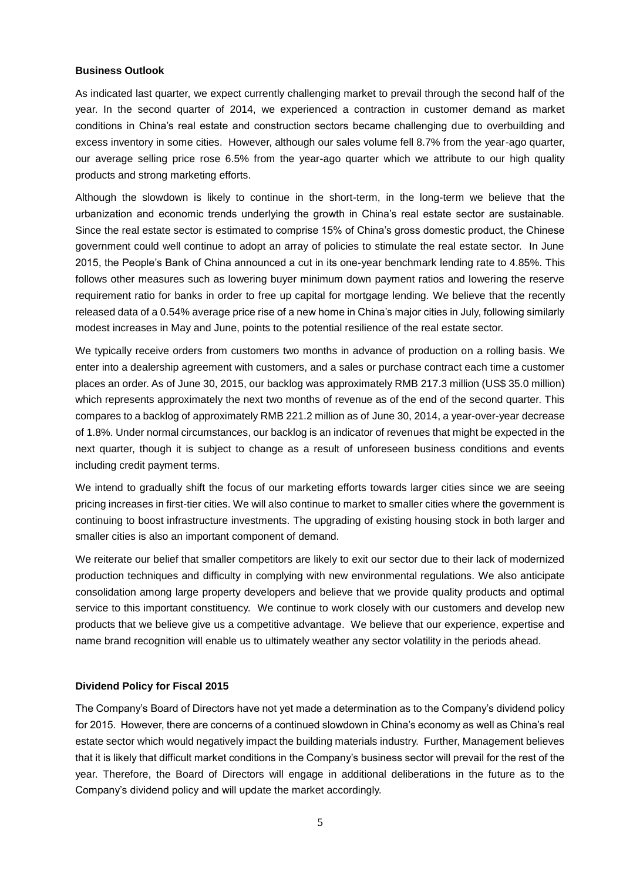**Business Outlook**

As indicated last quarter, we expect currently challenging market to prevail through the second half of the year. In the second quarter of 2014, we experienced a contraction in customer demand as market conditions in China's real estate and construction sectors became challenging due to overbuilding and excess inventory in some cities. However, although our sales volume fell 8.7% from the year-ago quarter, our average selling price rose 6.5% from the year-ago quarter which we attribute to our high quality products and strong marketing efforts.

Although the slowdown is likely to continue in the short-term, in the long-term we believe that the urbanization and economic trends underlying the growth in China's real estate sector are sustainable. Since the real estate sector is estimated to comprise 15% of China's gross domestic product, the Chinese government could well continue to adopt an array of policies to stimulate the real estate sector. In June 2015, the People's Bank of China announced a cut in its one-year benchmark lending rate to 4.85%. This follows other measures such as lowering buyer minimum down payment ratios and lowering the reserve requirement ratio for banks in order to free up capital for mortgage lending. We believe that the recently released data of a 0.54% average price rise of a new home in China's major cities in July, following similarly modest increases in May and June, points to the potential resilience of the real estate sector.

We typically receive orders from customers two months in advance of production on a rolling basis. We enter into a dealership agreement with customers, and a sales or purchase contract each time a customer places an order. As of June 30, 2015, our backlog was approximately RMB 217.3 million (US$ 35.0 million) which represents approximately the next two months of revenue as of the end of the second quarter. This compares to a backlog of approximately RMB 221.2 million as of June 30, 2014, a year-over-year decrease of 1.8%. Under normal circumstances, our backlog is an indicator of revenues that might be expected in the next quarter, though it is subject to change as a result of unforeseen business conditions and events including credit payment terms.

We intend to gradually shift the focus of our marketing efforts towards larger cities since we are seeing pricing increases in first-tier cities. We will also continue to market to smaller cities where the government is continuing to boost infrastructure investments. The upgrading of existing housing stock in both larger and smaller cities is also an important component of demand.

We reiterate our belief that smaller competitors are likely to exit our sector due to their lack of modernized production techniques and difficulty in complying with new environmental regulations. We also anticipate consolidation among large property developers and believe that we provide quality products and optimal service to this important constituency. We continue to work closely with our customers and develop new products that we believe give us a competitive advantage. We believe that our experience, expertise and name brand recognition will enable us to ultimately weather any sector volatility in the periods ahead.

**Dividend Policy for Fiscal 2015**

The Company's Board of Directors have not yet made a determination as to the Company's dividend policy for 2015. However, there are concerns of a continued slowdown in China's economy as well as China's real estate sector which would negatively impact the building materials industry. Further, Management believes that it is likely that difficult market conditions in the Company's business sector will prevail for the rest of the year. Therefore, the Board of Directors will engage in additional deliberations in the future as to the Company's dividend policy and will update the market accordingly.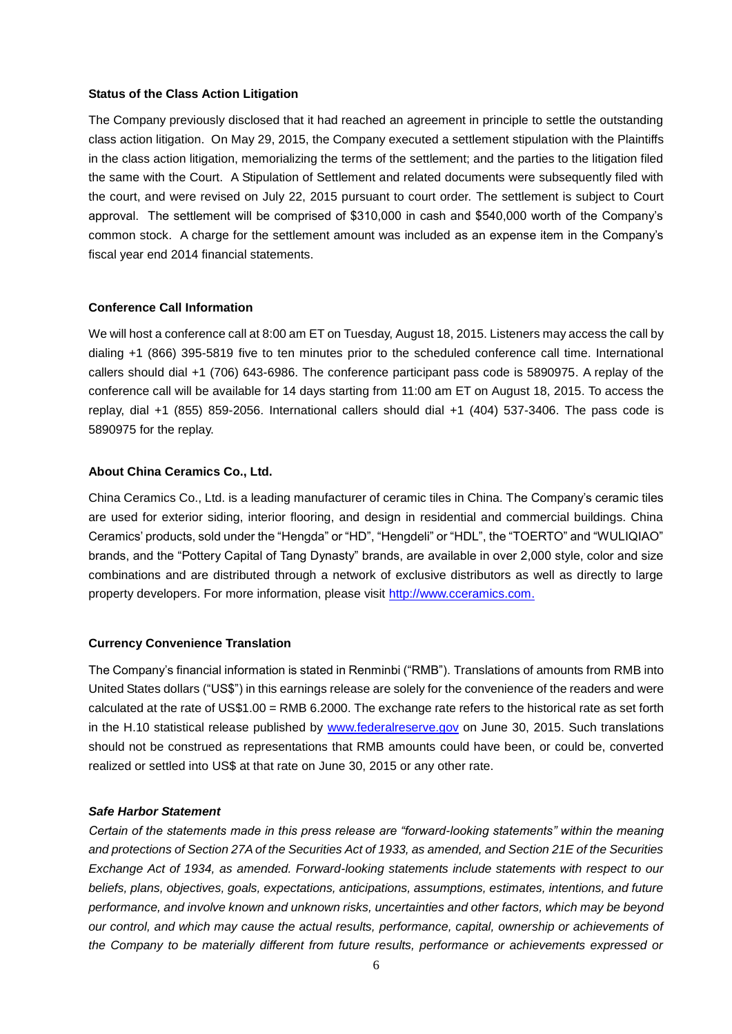**Status of the Class Action Litigation**

The Company previously disclosed that it had reached an agreement in principle to settle the outstanding class action litigation. On May 29, 2015, the Company executed a settlement stipulation with the Plaintiffs in the class action litigation, memorializing the terms of the settlement; and the parties to the litigation filed the same with the Court. A Stipulation of Settlement and related documents were subsequently filed with the court, and were revised on July 22, 2015 pursuant to court order. The settlement is subject to Court approval. The settlement will be comprised of $310,000 in cash and $540,000 worth of the Company's common stock. A charge for the settlement amount was included as an expense item in the Company's fiscal year end 2014 financial statements.

**Conference Call Information**

We will host a conference call at 8:00 am ET on Tuesday, August 18, 2015. Listeners may access the call by dialing +1 (866) 395-5819 five to ten minutes prior to the scheduled conference call time. International callers should dial +1 (706) 643-6986. The conference participant pass code is 5890975. A replay of the conference call will be available for 14 days starting from 11:00 am ET on August 18, 2015. To access the replay, dial +1 (855) 859-2056. International callers should dial +1 (404) 537-3406. The pass code is 5890975 for the replay.

**About China Ceramics Co., Ltd.**

China Ceramics Co., Ltd. is a leading manufacturer of ceramic tiles in China. The Company's ceramic tiles are used for exterior siding, interior flooring, and design in residential and commercial buildings. China Ceramics' products, sold under the "Hengda" or "HD", "Hengdeli" or "HDL", the "TOERTO" and "WULIQIAO" brands, and the "Pottery Capital of Tang Dynasty" brands, are available in over 2,000 style, color and size combinations and are distributed through a network of exclusive distributors as well as directly to large property developers. For more information, please visit http://www.cceramics.com.

**Currency Convenience Translation**

The Company's financial information is stated in Renminbi ("RMB"). Translations of amounts from RMB into United States dollars ("US$") in this earnings release are solely for the convenience of the readers and were calculated at the rate of US$1.00 = RMB 6.2000. The exchange rate refers to the historical rate as set forth in the H.10 statistical release published by www.federalreserve.gov on June 30, 2015. Such translations should not be construed as representations that RMB amounts could have been, or could be, converted realized or settled into US$ at that rate on June 30, 2015 or any other rate.

***Safe Harbor Statement***

*Certain of the statements made in this press release are "forward-looking statements" within the meaning and protections of Section 27A of the Securities Act of 1933, as amended, and Section 21E of the Securities Exchange Act of 1934, as amended. Forward-looking statements include statements with respect to our beliefs, plans, objectives, goals, expectations, anticipations, assumptions, estimates, intentions, and future performance, and involve known and unknown risks, uncertainties and other factors, which may be beyond our control, and which may cause the actual results, performance, capital, ownership or achievements of the Company to be materially different from future results, performance or achievements expressed or*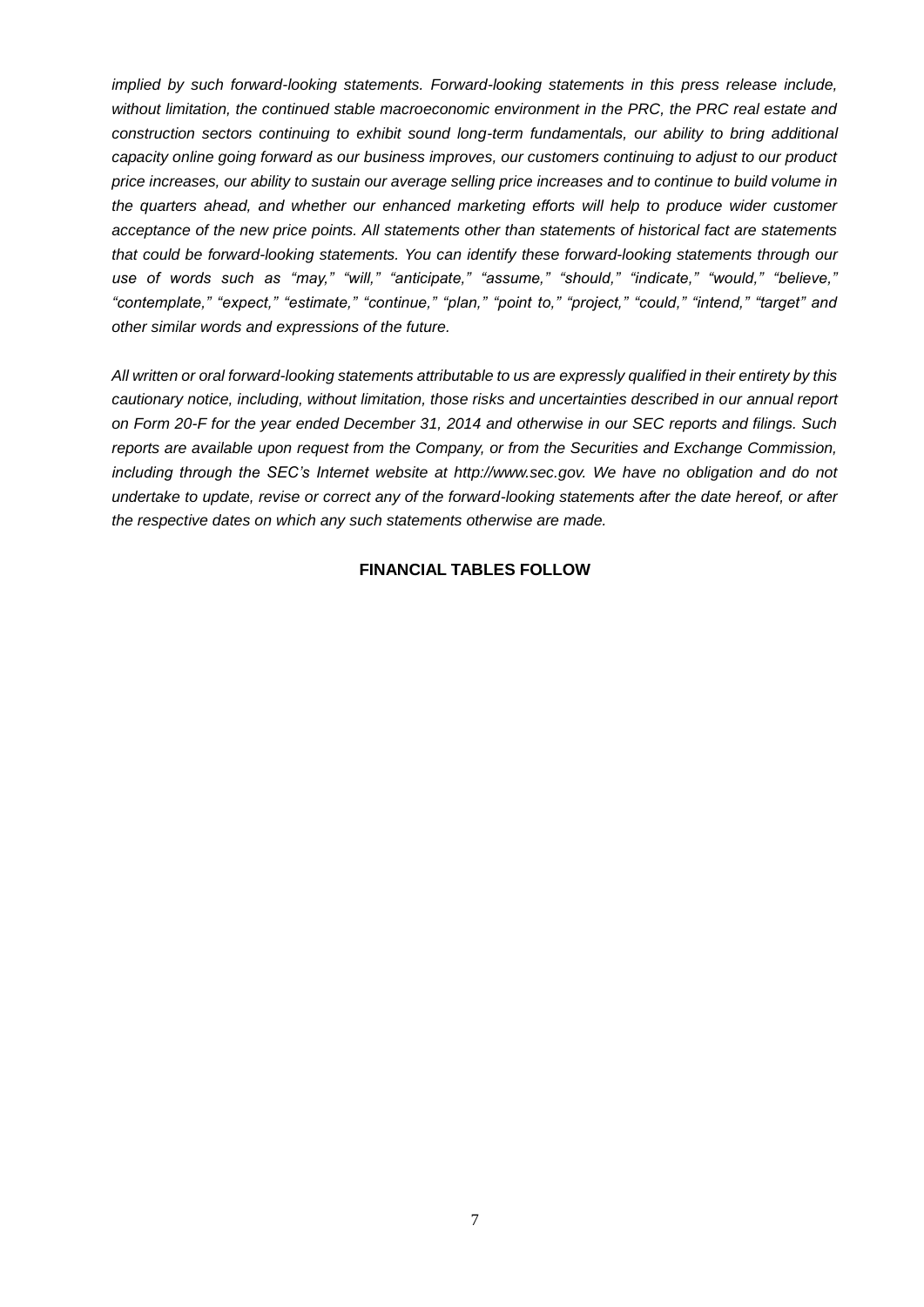*implied by such forward-looking statements. Forward-looking statements in this press release include, without limitation, the continued stable macroeconomic environment in the PRC, the PRC real estate and construction sectors continuing to exhibit sound long-term fundamentals, our ability to bring additional capacity online going forward as our business improves, our customers continuing to adjust to our product price increases, our ability to sustain our average selling price increases and to continue to build volume in the quarters ahead, and whether our enhanced marketing efforts will help to produce wider customer acceptance of the new price points. All statements other than statements of historical fact are statements that could be forward-looking statements. You can identify these forward-looking statements through our use of words such as "may," "will," "anticipate," "assume," "should," "indicate," "would," "believe," "contemplate," "expect," "estimate," "continue," "plan," "point to," "project," "could," "intend," "target" and other similar words and expressions of the future.*

*All written or oral forward-looking statements attributable to us are expressly qualified in their entirety by this cautionary notice, including, without limitation, those risks and uncertainties described in our annual report on Form 20-F for the year ended December 31, 2014 and otherwise in our SEC reports and filings. Such reports are available upon request from the Company, or from the Securities and Exchange Commission, including through the SEC's Internet website at http://www.sec.gov. We have no obligation and do not undertake to update, revise or correct any of the forward-looking statements after the date hereof, or after the respective dates on which any such statements otherwise are made.*

**FINANCIAL TABLES FOLLOW**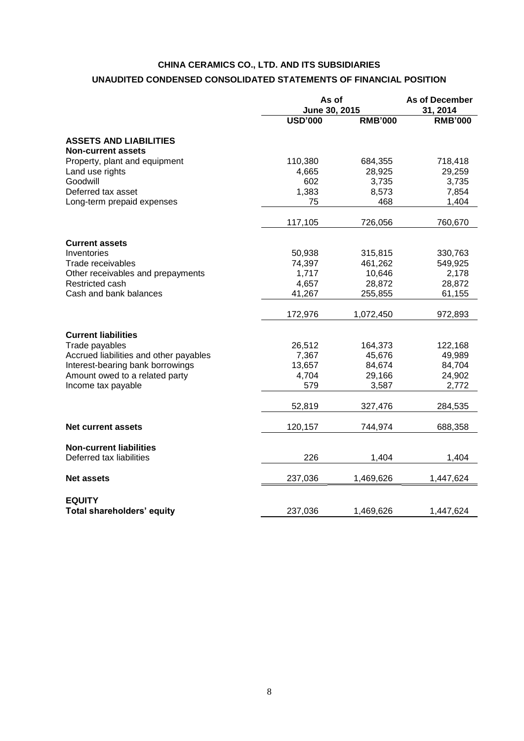# CHINA CERAMICS CO., LTD. AND ITS SUBSIDIARIES

## UNAUDITED CONDENSED CONSOLIDATED STATEMENTS OF FINANCIAL POSITION

| | As of June 30, 2015 | | As of December 31, 2014 |
|---|---|---|---|
| | **USD'000** | **RMB'000** | **RMB'000** |
| **ASSETS AND LIABILITIES** | | | |
| **Non-current assets** | | | |
| Property, plant and equipment | 110,380 | 684,355 | 718,418 |
| Land use rights | 4,665 | 28,925 | 29,259 |
| Goodwill | 602 | 3,735 | 3,735 |
| Deferred tax asset | 1,383 | 8,573 | 7,854 |
| Long-term prepaid expenses | 75 | 468 | 1,404 |
| | 117,105 | 726,056 | 760,670 |
| **Current assets** | | | |
| Inventories | 50,938 | 315,815 | 330,763 |
| Trade receivables | 74,397 | 461,262 | 549,925 |
| Other receivables and prepayments | 1,717 | 10,646 | 2,178 |
| Restricted cash | 4,657 | 28,872 | 28,872 |
| Cash and bank balances | 41,267 | 255,855 | 61,155 |
| | 172,976 | 1,072,450 | 972,893 |
| **Current liabilities** | | | |
| Trade payables | 26,512 | 164,373 | 122,168 |
| Accrued liabilities and other payables | 7,367 | 45,676 | 49,989 |
| Interest-bearing bank borrowings | 13,657 | 84,674 | 84,704 |
| Amount owed to a related party | 4,704 | 29,166 | 24,902 |
| Income tax payable | 579 | 3,587 | 2,772 |
| | 52,819 | 327,476 | 284,535 |
| **Net current assets** | 120,157 | 744,974 | 688,358 |
| **Non-current liabilities** | | | |
| Deferred tax liabilities | 226 | 1,404 | 1,404 |
| **Net assets** | 237,036 | 1,469,626 | 1,447,624 |
| **EQUITY** | | | |
| **Total shareholders' equity** | 237,036 | 1,469,626 | 1,447,624 |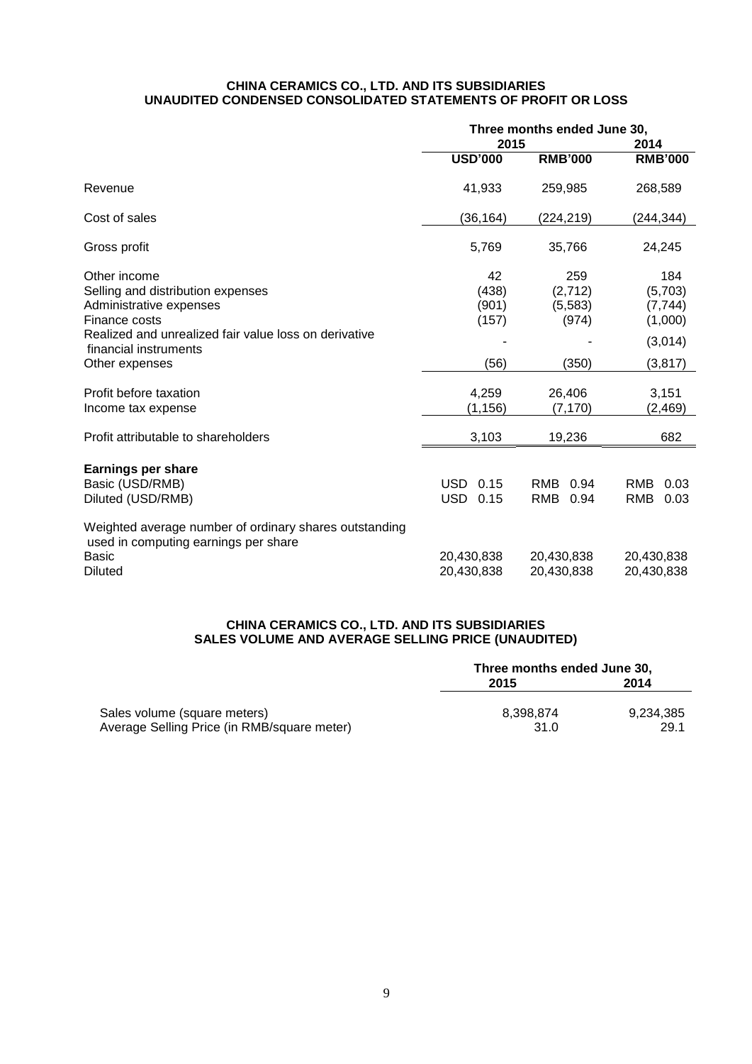**CHINA CERAMICS CO., LTD. AND ITS SUBSIDIARIES**
**UNAUDITED CONDENSED CONSOLIDATED STATEMENTS OF PROFIT OR LOSS**

| | Three months ended June 30, | | |
|---|---|---|---|
| | 2015 | | 2014 |
| | **USD'000** | **RMB'000** | **RMB'000** |
| Revenue | 41,933 | 259,985 | 268,589 |
| Cost of sales | (36,164) | (224,219) | (244,344) |
| Gross profit | 5,769 | 35,766 | 24,245 |
| Other income | 42 | 259 | 184 |
| Selling and distribution expenses | (438) | (2,712) | (5,703) |
| Administrative expenses | (901) | (5,583) | (7,744) |
| Finance costs | (157) | (974) | (1,000) |
| Realized and unrealized fair value loss on derivative financial instruments | - | - | (3,014) |
| Other expenses | (56) | (350) | (3,817) |
| Profit before taxation | 4,259 | 26,406 | 3,151 |
| Income tax expense | (1,156) | (7,170) | (2,469) |
| Profit attributable to shareholders | 3,103 | 19,236 | 682 |
| **Earnings per share** | | | |
| Basic (USD/RMB) | USD 0.15 | RMB 0.94 | RMB 0.03 |
| Diluted (USD/RMB) | USD 0.15 | RMB 0.94 | RMB 0.03 |
| Weighted average number of ordinary shares outstanding used in computing earnings per share | | | |
| Basic | 20,430,838 | 20,430,838 | 20,430,838 |
| Diluted | 20,430,838 | 20,430,838 | 20,430,838 |

**CHINA CERAMICS CO., LTD. AND ITS SUBSIDIARIES**
**SALES VOLUME AND AVERAGE SELLING PRICE (UNAUDITED)**

| | Three months ended June 30, | |
|---|---|---|
| | 2015 | 2014 |
| Sales volume (square meters) | 8,398,874 | 9,234,385 |
| Average Selling Price (in RMB/square meter) | 31.0 | 29.1 |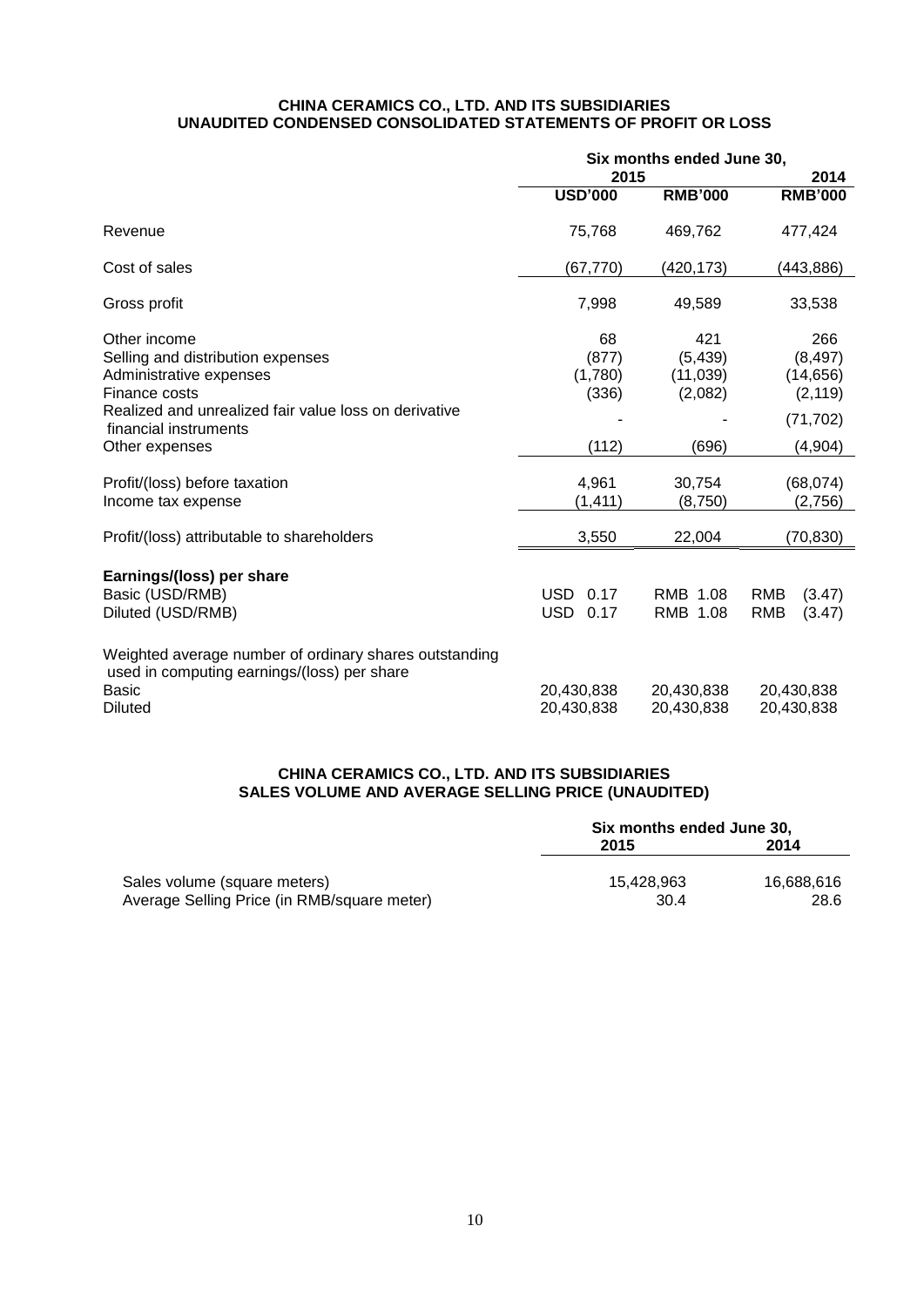**CHINA CERAMICS CO., LTD. AND ITS SUBSIDIARIES**
**UNAUDITED CONDENSED CONSOLIDATED STATEMENTS OF PROFIT OR LOSS**

| | Six months ended June 30, | | |
|---|---|---|---|
| | 2015 | | 2014 |
| | **USD'000** | **RMB'000** | **RMB'000** |
| Revenue | 75,768 | 469,762 | 477,424 |
| Cost of sales | (67,770) | (420,173) | (443,886) |
| Gross profit | 7,998 | 49,589 | 33,538 |
| Other income | 68 | 421 | 266 |
| Selling and distribution expenses | (877) | (5,439) | (8,497) |
| Administrative expenses | (1,780) | (11,039) | (14,656) |
| Finance costs | (336) | (2,082) | (2,119) |
| Realized and unrealized fair value loss on derivative financial instruments | - | - | (71,702) |
| Other expenses | (112) | (696) | (4,904) |
| Profit/(loss) before taxation | 4,961 | 30,754 | (68,074) |
| Income tax expense | (1,411) | (8,750) | (2,756) |
| Profit/(loss) attributable to shareholders | 3,550 | 22,004 | (70,830) |
| **Earnings/(loss) per share** | | | |
| Basic (USD/RMB) | USD 0.17 | RMB 1.08 | RMB (3.47) |
| Diluted (USD/RMB) | USD 0.17 | RMB 1.08 | RMB (3.47) |
| Weighted average number of ordinary shares outstanding used in computing earnings/(loss) per share | | | |
| Basic | 20,430,838 | 20,430,838 | 20,430,838 |
| Diluted | 20,430,838 | 20,430,838 | 20,430,838 |

**CHINA CERAMICS CO., LTD. AND ITS SUBSIDIARIES**
**SALES VOLUME AND AVERAGE SELLING PRICE (UNAUDITED)**

| | Six months ended June 30, | |
|---|---|---|
| | **2015** | **2014** |
| Sales volume (square meters) | 15,428,963 | 16,688,616 |
| Average Selling Price (in RMB/square meter) | 30.4 | 28.6 |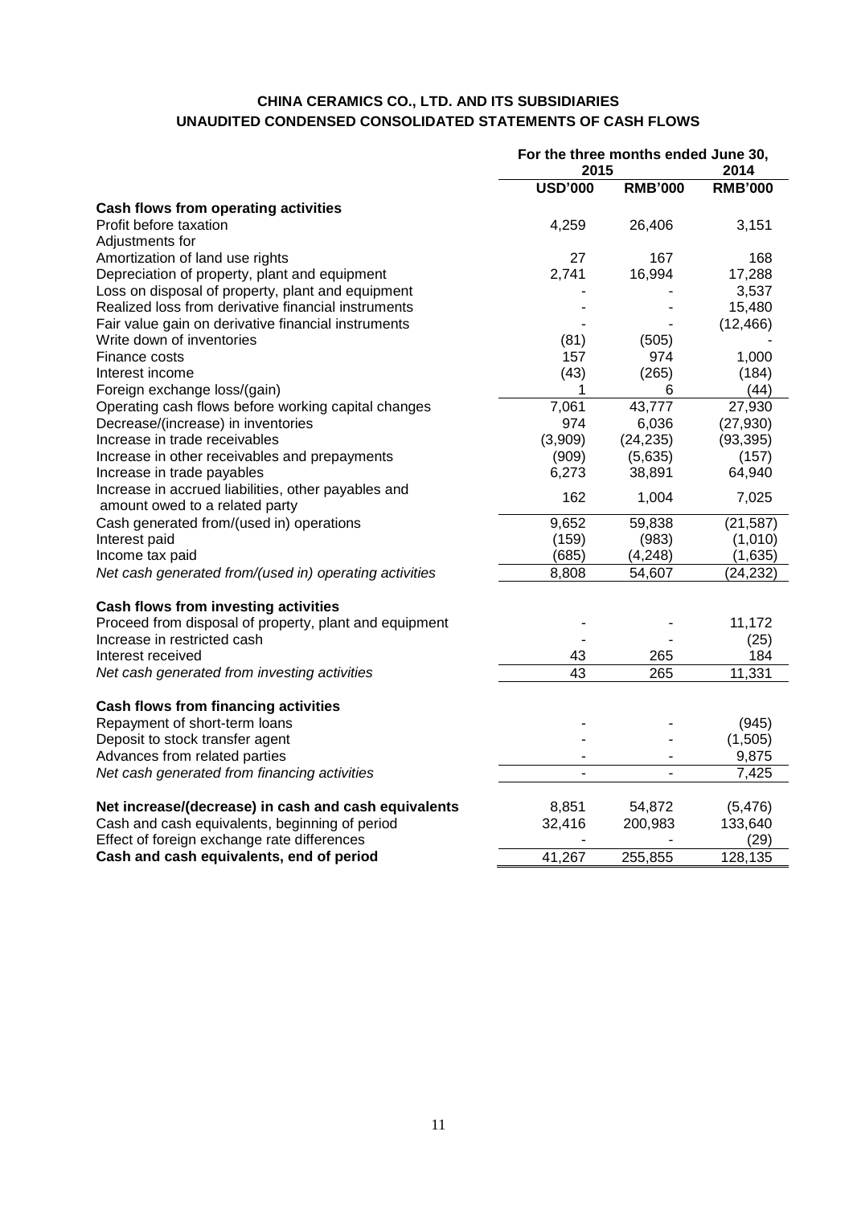**CHINA CERAMICS CO., LTD. AND ITS SUBSIDIARIES**
**UNAUDITED CONDENSED CONSOLIDATED STATEMENTS OF CASH FLOWS**

| | For the three months ended June 30, | | |
|---|---|---|---|
| | 2015 | | 2014 |
| | **USD'000** | **RMB'000** | **RMB'000** |
| **Cash flows from operating activities** | | | |
| Profit before taxation | 4,259 | 26,406 | 3,151 |
| Adjustments for | | | |
| Amortization of land use rights | 27 | 167 | 168 |
| Depreciation of property, plant and equipment | 2,741 | 16,994 | 17,288 |
| Loss on disposal of property, plant and equipment | - | - | 3,537 |
| Realized loss from derivative financial instruments | - | - | 15,480 |
| Fair value gain on derivative financial instruments | - | - | (12,466) |
| Write down of inventories | (81) | (505) | - |
| Finance costs | 157 | 974 | 1,000 |
| Interest income | (43) | (265) | (184) |
| Foreign exchange loss/(gain) | 1 | 6 | (44) |
| Operating cash flows before working capital changes | 7,061 | 43,777 | 27,930 |
| Decrease/(increase) in inventories | 974 | 6,036 | (27,930) |
| Increase in trade receivables | (3,909) | (24,235) | (93,395) |
| Increase in other receivables and prepayments | (909) | (5,635) | (157) |
| Increase in trade payables | 6,273 | 38,891 | 64,940 |
| Increase in accrued liabilities, other payables and amount owed to a related party | 162 | 1,004 | 7,025 |
| Cash generated from/(used in) operations | 9,652 | 59,838 | (21,587) |
| Interest paid | (159) | (983) | (1,010) |
| Income tax paid | (685) | (4,248) | (1,635) |
| *Net cash generated from/(used in) operating activities* | 8,808 | 54,607 | (24,232) |
| **Cash flows from investing activities** | | | |
| Proceed from disposal of property, plant and equipment | - | - | 11,172 |
| Increase in restricted cash | - | - | (25) |
| Interest received | 43 | 265 | 184 |
| *Net cash generated from investing activities* | 43 | 265 | 11,331 |
| **Cash flows from financing activities** | | | |
| Repayment of short-term loans | - | - | (945) |
| Deposit to stock transfer agent | - | - | (1,505) |
| Advances from related parties | - | - | 9,875 |
| *Net cash generated from financing activities* | - | - | 7,425 |
| **Net increase/(decrease) in cash and cash equivalents** | 8,851 | 54,872 | (5,476) |
| Cash and cash equivalents, beginning of period | 32,416 | 200,983 | 133,640 |
| Effect of foreign exchange rate differences | - | - | (29) |
| **Cash and cash equivalents, end of period** | 41,267 | 255,855 | 128,135 |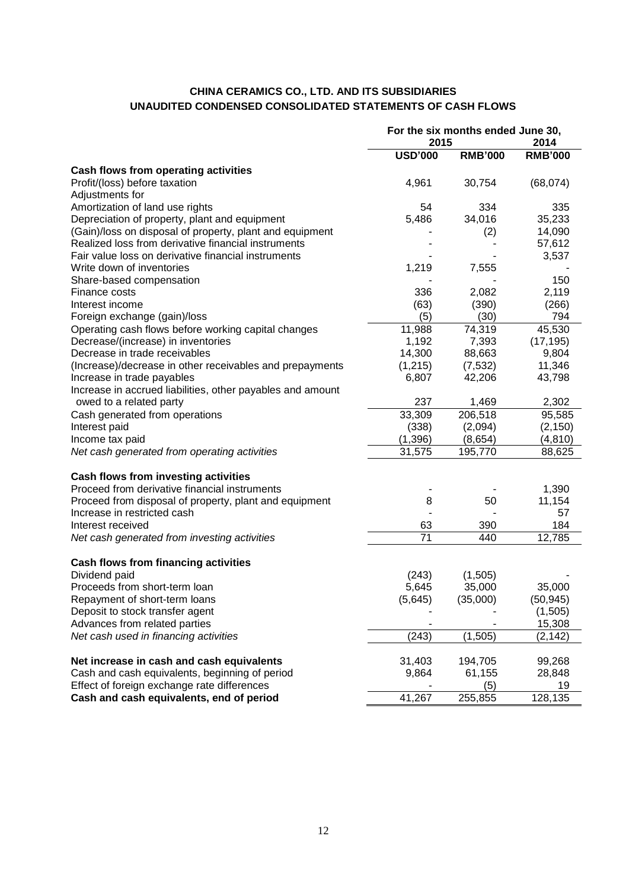# CHINA CERAMICS CO., LTD. AND ITS SUBSIDIARIES
## UNAUDITED CONDENSED CONSOLIDATED STATEMENTS OF CASH FLOWS

| | For the six months ended June 30, | | |
|---|---|---|---|
| | 2015 | | 2014 |
| | USD'000 | RMB'000 | RMB'000 |
| **Cash flows from operating activities** | | | |
| Profit/(loss) before taxation | 4,961 | 30,754 | (68,074) |
| Adjustments for | | | |
| Amortization of land use rights | 54 | 334 | 335 |
| Depreciation of property, plant and equipment | 5,486 | 34,016 | 35,233 |
| (Gain)/loss on disposal of property, plant and equipment | - | (2) | 14,090 |
| Realized loss from derivative financial instruments | - | - | 57,612 |
| Fair value loss on derivative financial instruments | - | - | 3,537 |
| Write down of inventories | 1,219 | 7,555 | - |
| Share-based compensation | - | - | 150 |
| Finance costs | 336 | 2,082 | 2,119 |
| Interest income | (63) | (390) | (266) |
| Foreign exchange (gain)/loss | (5) | (30) | 794 |
| Operating cash flows before working capital changes | 11,988 | 74,319 | 45,530 |
| Decrease/(increase) in inventories | 1,192 | 7,393 | (17,195) |
| Decrease in trade receivables | 14,300 | 88,663 | 9,804 |
| (Increase)/decrease in other receivables and prepayments | (1,215) | (7,532) | 11,346 |
| Increase in trade payables | 6,807 | 42,206 | 43,798 |
| Increase in accrued liabilities, other payables and amount owed to a related party | 237 | 1,469 | 2,302 |
| Cash generated from operations | 33,309 | 206,518 | 95,585 |
| Interest paid | (338) | (2,094) | (2,150) |
| Income tax paid | (1,396) | (8,654) | (4,810) |
| *Net cash generated from operating activities* | 31,575 | 195,770 | 88,625 |
| **Cash flows from investing activities** | | | |
| Proceed from derivative financial instruments | - | - | 1,390 |
| Proceed from disposal of property, plant and equipment | 8 | 50 | 11,154 |
| Increase in restricted cash | - | - | 57 |
| Interest received | 63 | 390 | 184 |
| *Net cash generated from investing activities* | 71 | 440 | 12,785 |
| **Cash flows from financing activities** | | | |
| Dividend paid | (243) | (1,505) | - |
| Proceeds from short-term loan | 5,645 | 35,000 | 35,000 |
| Repayment of short-term loans | (5,645) | (35,000) | (50,945) |
| Deposit to stock transfer agent | - | - | (1,505) |
| Advances from related parties | - | - | 15,308 |
| *Net cash used in financing activities* | (243) | (1,505) | (2,142) |
| **Net increase in cash and cash equivalents** | 31,403 | 194,705 | 99,268 |
| Cash and cash equivalents, beginning of period | 9,864 | 61,155 | 28,848 |
| Effect of foreign exchange rate differences | - | (5) | 19 |
| **Cash and cash equivalents, end of period** | 41,267 | 255,855 | 128,135 |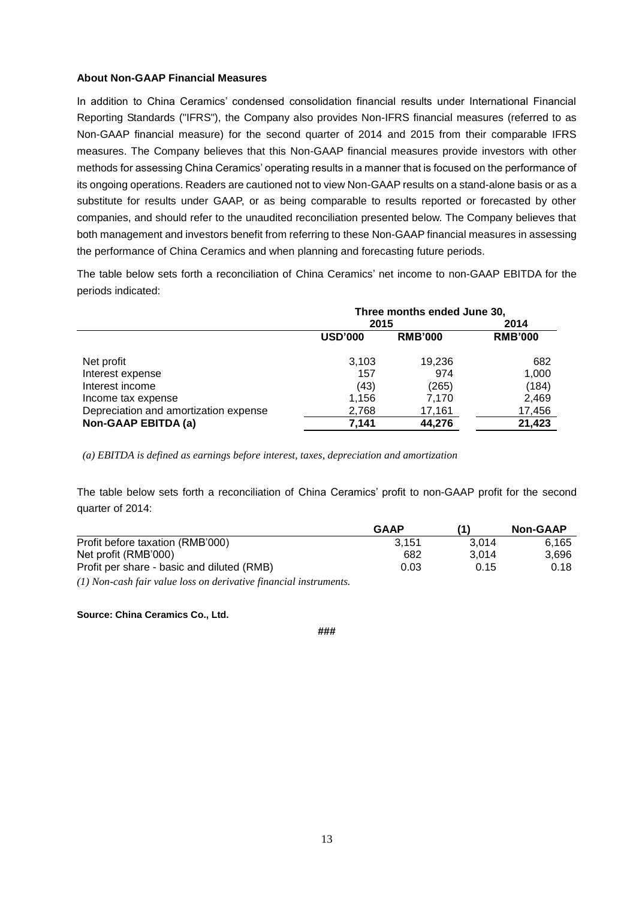**About Non-GAAP Financial Measures**

In addition to China Ceramics' condensed consolidation financial results under International Financial Reporting Standards ("IFRS"), the Company also provides Non-IFRS financial measures (referred to as Non-GAAP financial measure) for the second quarter of 2014 and 2015 from their comparable IFRS measures. The Company believes that this Non-GAAP financial measures provide investors with other methods for assessing China Ceramics' operating results in a manner that is focused on the performance of its ongoing operations. Readers are cautioned not to view Non-GAAP results on a stand-alone basis or as a substitute for results under GAAP, or as being comparable to results reported or forecasted by other companies, and should refer to the unaudited reconciliation presented below. The Company believes that both management and investors benefit from referring to these Non-GAAP financial measures in assessing the performance of China Ceramics and when planning and forecasting future periods.

The table below sets forth a reconciliation of China Ceramics' net income to non-GAAP EBITDA for the periods indicated:

| | Three months ended June 30, | | |
|---|---|---|---|
| | 2015 | | 2014 |
| | **USD'000** | **RMB'000** | **RMB'000** |
| Net profit | 3,103 | 19,236 | 682 |
| Interest expense | 157 | 974 | 1,000 |
| Interest income | (43) | (265) | (184) |
| Income tax expense | 1,156 | 7,170 | 2,469 |
| Depreciation and amortization expense | 2,768 | 17,161 | 17,456 |
| **Non-GAAP EBITDA (a)** | **7,141** | **44,276** | **21,423** |

*(a) EBITDA is defined as earnings before interest, taxes, depreciation and amortization*

The table below sets forth a reconciliation of China Ceramics' profit to non-GAAP profit for the second quarter of 2014:

| | GAAP | (1) | Non-GAAP |
|---|---|---|---|
| Profit before taxation (RMB'000) | 3,151 | 3,014 | 6,165 |
| Net profit (RMB'000) | 682 | 3,014 | 3,696 |
| Profit per share - basic and diluted (RMB) | 0.03 | 0.15 | 0.18 |

*(1) Non-cash fair value loss on derivative financial instruments.*

**Source: China Ceramics Co., Ltd.**

###